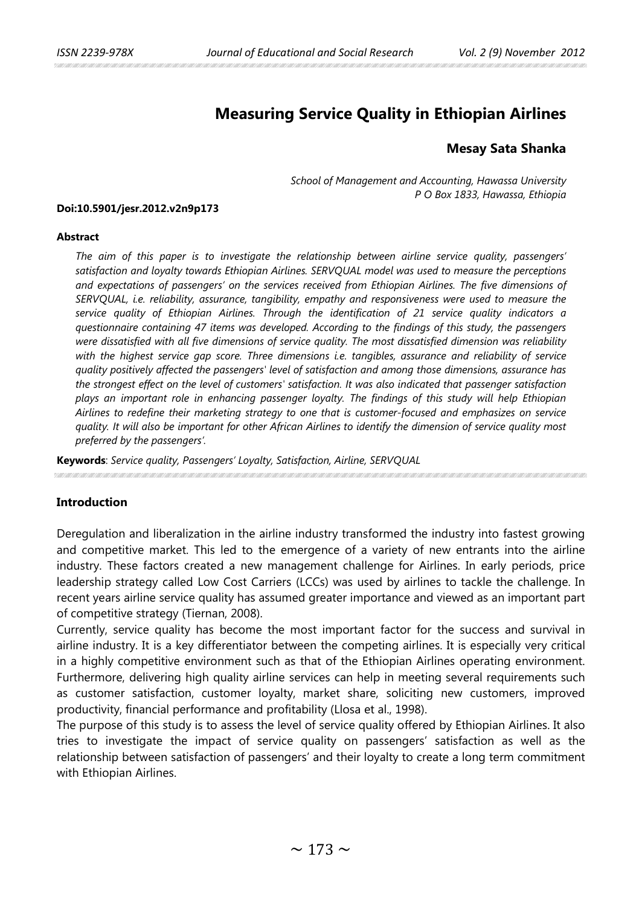# Measuring Service Quality in Ethiopian Airlines

**Mesay Sata Shanka**

*School of Management and Accounting, Hawassa University*
*P O Box 1833, Hawassa, Ethiopia*

**Doi:10.5901/jesr.2012.v2n9p173**

**Abstract**

*The aim of this paper is to investigate the relationship between airline service quality, passengers' satisfaction and loyalty towards Ethiopian Airlines. SERVQUAL model was used to measure the perceptions and expectations of passengers' on the services received from Ethiopian Airlines. The five dimensions of SERVQUAL, i.e. reliability, assurance, tangibility, empathy and responsiveness were used to measure the service quality of Ethiopian Airlines. Through the identification of 21 service quality indicators a questionnaire containing 47 items was developed. According to the findings of this study, the passengers were dissatisfied with all five dimensions of service quality. The most dissatisfied dimension was reliability with the highest service gap score. Three dimensions i.e. tangibles, assurance and reliability of service quality positively affected the passengers' level of satisfaction and among those dimensions, assurance has the strongest effect on the level of customers' satisfaction. It was also indicated that passenger satisfaction plays an important role in enhancing passenger loyalty. The findings of this study will help Ethiopian Airlines to redefine their marketing strategy to one that is customer-focused and emphasizes on service quality. It will also be important for other African Airlines to identify the dimension of service quality most preferred by the passengers'.*

**Keywords**: *Service quality, Passengers' Loyalty, Satisfaction, Airline, SERVQUAL*

## Introduction

Deregulation and liberalization in the airline industry transformed the industry into fastest growing and competitive market. This led to the emergence of a variety of new entrants into the airline industry. These factors created a new management challenge for Airlines. In early periods, price leadership strategy called Low Cost Carriers (LCCs) was used by airlines to tackle the challenge. In recent years airline service quality has assumed greater importance and viewed as an important part of competitive strategy (Tiernan, 2008).

Currently, service quality has become the most important factor for the success and survival in airline industry. It is a key differentiator between the competing airlines. It is especially very critical in a highly competitive environment such as that of the Ethiopian Airlines operating environment. Furthermore, delivering high quality airline services can help in meeting several requirements such as customer satisfaction, customer loyalty, market share, soliciting new customers, improved productivity, financial performance and profitability (Llosa et al., 1998).

The purpose of this study is to assess the level of service quality offered by Ethiopian Airlines. It also tries to investigate the impact of service quality on passengers' satisfaction as well as the relationship between satisfaction of passengers' and their loyalty to create a long term commitment with Ethiopian Airlines.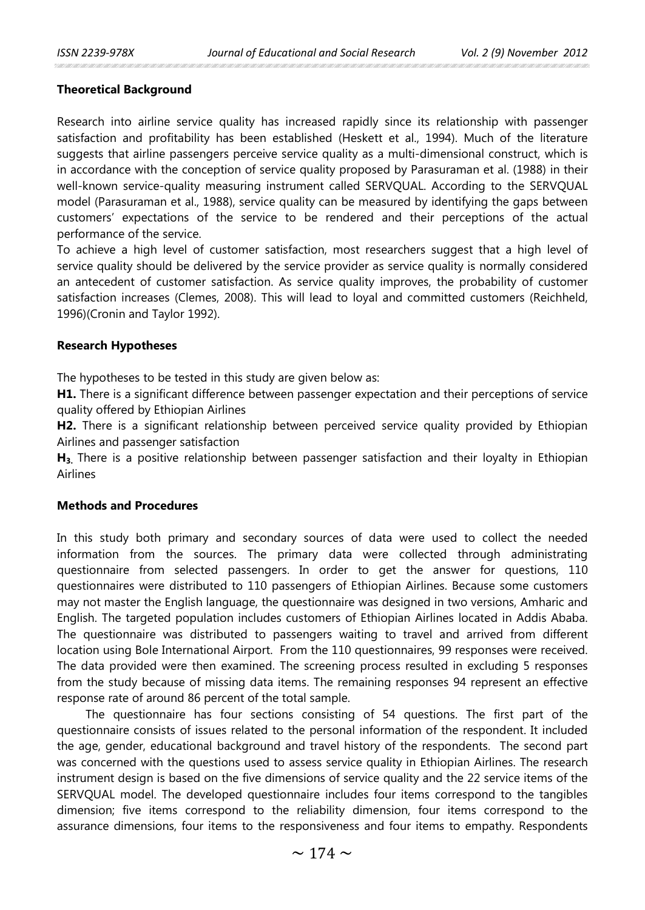**Theoretical Background**

Research into airline service quality has increased rapidly since its relationship with passenger satisfaction and profitability has been established (Heskett et al., 1994). Much of the literature suggests that airline passengers perceive service quality as a multi-dimensional construct, which is in accordance with the conception of service quality proposed by Parasuraman et al. (1988) in their well-known service-quality measuring instrument called SERVQUAL. According to the SERVQUAL model (Parasuraman et al., 1988), service quality can be measured by identifying the gaps between customers' expectations of the service to be rendered and their perceptions of the actual performance of the service.

To achieve a high level of customer satisfaction, most researchers suggest that a high level of service quality should be delivered by the service provider as service quality is normally considered an antecedent of customer satisfaction. As service quality improves, the probability of customer satisfaction increases (Clemes, 2008). This will lead to loyal and committed customers (Reichheld, 1996)(Cronin and Taylor 1992).

**Research Hypotheses**

The hypotheses to be tested in this study are given below as:

**H1.** There is a significant difference between passenger expectation and their perceptions of service quality offered by Ethiopian Airlines

**H2.** There is a significant relationship between perceived service quality provided by Ethiopian Airlines and passenger satisfaction

**$H_3$.** There is a positive relationship between passenger satisfaction and their loyalty in Ethiopian Airlines

**Methods and Procedures**

In this study both primary and secondary sources of data were used to collect the needed information from the sources. The primary data were collected through administrating questionnaire from selected passengers. In order to get the answer for questions, 110 questionnaires were distributed to 110 passengers of Ethiopian Airlines. Because some customers may not master the English language, the questionnaire was designed in two versions, Amharic and English. The targeted population includes customers of Ethiopian Airlines located in Addis Ababa. The questionnaire was distributed to passengers waiting to travel and arrived from different location using Bole International Airport. From the 110 questionnaires, 99 responses were received. The data provided were then examined. The screening process resulted in excluding 5 responses from the study because of missing data items. The remaining responses 94 represent an effective response rate of around 86 percent of the total sample.

The questionnaire has four sections consisting of 54 questions. The first part of the questionnaire consists of issues related to the personal information of the respondent. It included the age, gender, educational background and travel history of the respondents. The second part was concerned with the questions used to assess service quality in Ethiopian Airlines. The research instrument design is based on the five dimensions of service quality and the 22 service items of the SERVQUAL model. The developed questionnaire includes four items correspond to the tangibles dimension; five items correspond to the reliability dimension, four items correspond to the assurance dimensions, four items to the responsiveness and four items to empathy. Respondents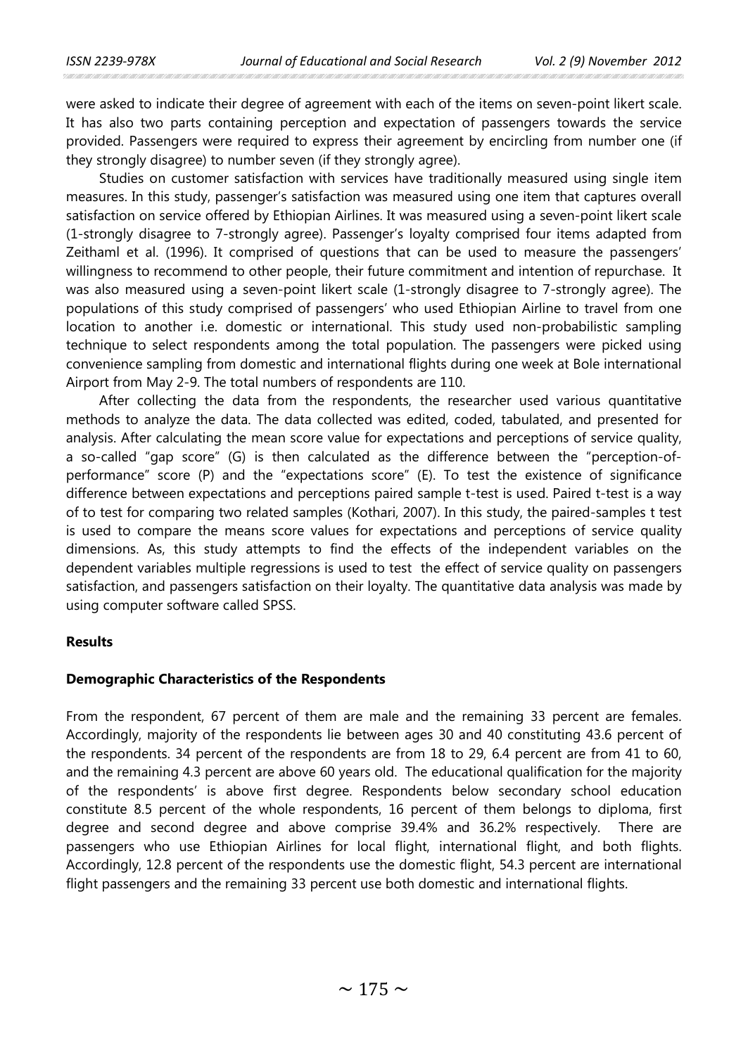were asked to indicate their degree of agreement with each of the items on seven-point likert scale. It has also two parts containing perception and expectation of passengers towards the service provided. Passengers were required to express their agreement by encircling from number one (if they strongly disagree) to number seven (if they strongly agree).

Studies on customer satisfaction with services have traditionally measured using single item measures. In this study, passenger's satisfaction was measured using one item that captures overall satisfaction on service offered by Ethiopian Airlines. It was measured using a seven-point likert scale (1-strongly disagree to 7-strongly agree). Passenger's loyalty comprised four items adapted from Zeithaml et al. (1996). It comprised of questions that can be used to measure the passengers' willingness to recommend to other people, their future commitment and intention of repurchase. It was also measured using a seven-point likert scale (1-strongly disagree to 7-strongly agree). The populations of this study comprised of passengers' who used Ethiopian Airline to travel from one location to another i.e. domestic or international. This study used non-probabilistic sampling technique to select respondents among the total population. The passengers were picked using convenience sampling from domestic and international flights during one week at Bole international Airport from May 2-9. The total numbers of respondents are 110.

After collecting the data from the respondents, the researcher used various quantitative methods to analyze the data. The data collected was edited, coded, tabulated, and presented for analysis. After calculating the mean score value for expectations and perceptions of service quality, a so-called "gap score" (G) is then calculated as the difference between the "perception-of-performance" score (P) and the "expectations score" (E). To test the existence of significance difference between expectations and perceptions paired sample t-test is used. Paired t-test is a way of to test for comparing two related samples (Kothari, 2007). In this study, the paired-samples t test is used to compare the means score values for expectations and perceptions of service quality dimensions. As, this study attempts to find the effects of the independent variables on the dependent variables multiple regressions is used to test the effect of service quality on passengers satisfaction, and passengers satisfaction on their loyalty. The quantitative data analysis was made by using computer software called SPSS.

**Results**

**Demographic Characteristics of the Respondents**

From the respondent, 67 percent of them are male and the remaining 33 percent are females. Accordingly, majority of the respondents lie between ages 30 and 40 constituting 43.6 percent of the respondents. 34 percent of the respondents are from 18 to 29, 6.4 percent are from 41 to 60, and the remaining 4.3 percent are above 60 years old. The educational qualification for the majority of the respondents' is above first degree. Respondents below secondary school education constitute 8.5 percent of the whole respondents, 16 percent of them belongs to diploma, first degree and second degree and above comprise 39.4% and 36.2% respectively. There are passengers who use Ethiopian Airlines for local flight, international flight, and both flights. Accordingly, 12.8 percent of the respondents use the domestic flight, 54.3 percent are international flight passengers and the remaining 33 percent use both domestic and international flights.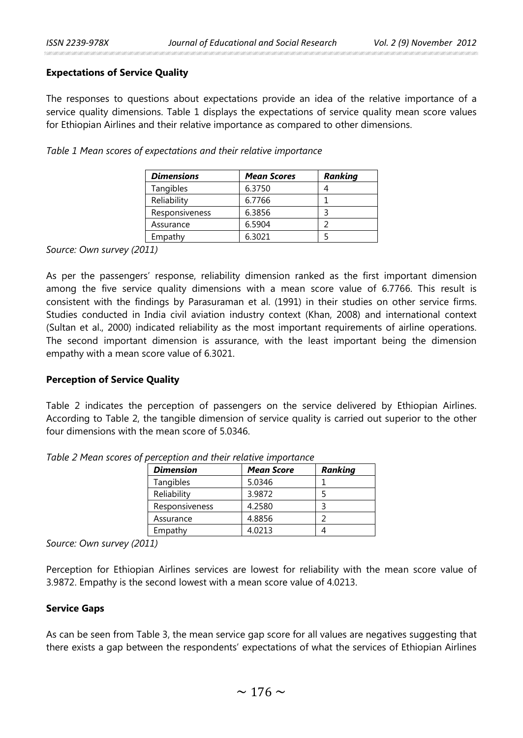**Expectations of Service Quality**

The responses to questions about expectations provide an idea of the relative importance of a service quality dimensions. Table 1 displays the expectations of service quality mean score values for Ethiopian Airlines and their relative importance as compared to other dimensions.

*Table 1 Mean scores of expectations and their relative importance*

| *Dimensions* | *Mean Scores* | *Ranking* |
|---|---|---|
| Tangibles | 6.3750 | 4 |
| Reliability | 6.7766 | 1 |
| Responsiveness | 6.3856 | 3 |
| Assurance | 6.5904 | 2 |
| Empathy | 6.3021 | 5 |

*Source: Own survey (2011)*

As per the passengers' response, reliability dimension ranked as the first important dimension among the five service quality dimensions with a mean score value of 6.7766. This result is consistent with the findings by Parasuraman et al. (1991) in their studies on other service firms. Studies conducted in India civil aviation industry context (Khan, 2008) and international context (Sultan et al., 2000) indicated reliability as the most important requirements of airline operations. The second important dimension is assurance, with the least important being the dimension empathy with a mean score value of 6.3021.

**Perception of Service Quality**

Table 2 indicates the perception of passengers on the service delivered by Ethiopian Airlines. According to Table 2, the tangible dimension of service quality is carried out superior to the other four dimensions with the mean score of 5.0346.

*Table 2 Mean scores of perception and their relative importance*

| *Dimension* | *Mean Score* | *Ranking* |
|---|---|---|
| Tangibles | 5.0346 | 1 |
| Reliability | 3.9872 | 5 |
| Responsiveness | 4.2580 | 3 |
| Assurance | 4.8856 | 2 |
| Empathy | 4.0213 | 4 |

*Source: Own survey (2011)*

Perception for Ethiopian Airlines services are lowest for reliability with the mean score value of 3.9872. Empathy is the second lowest with a mean score value of 4.0213.

**Service Gaps**

As can be seen from Table 3, the mean service gap score for all values are negatives suggesting that there exists a gap between the respondents' expectations of what the services of Ethiopian Airlines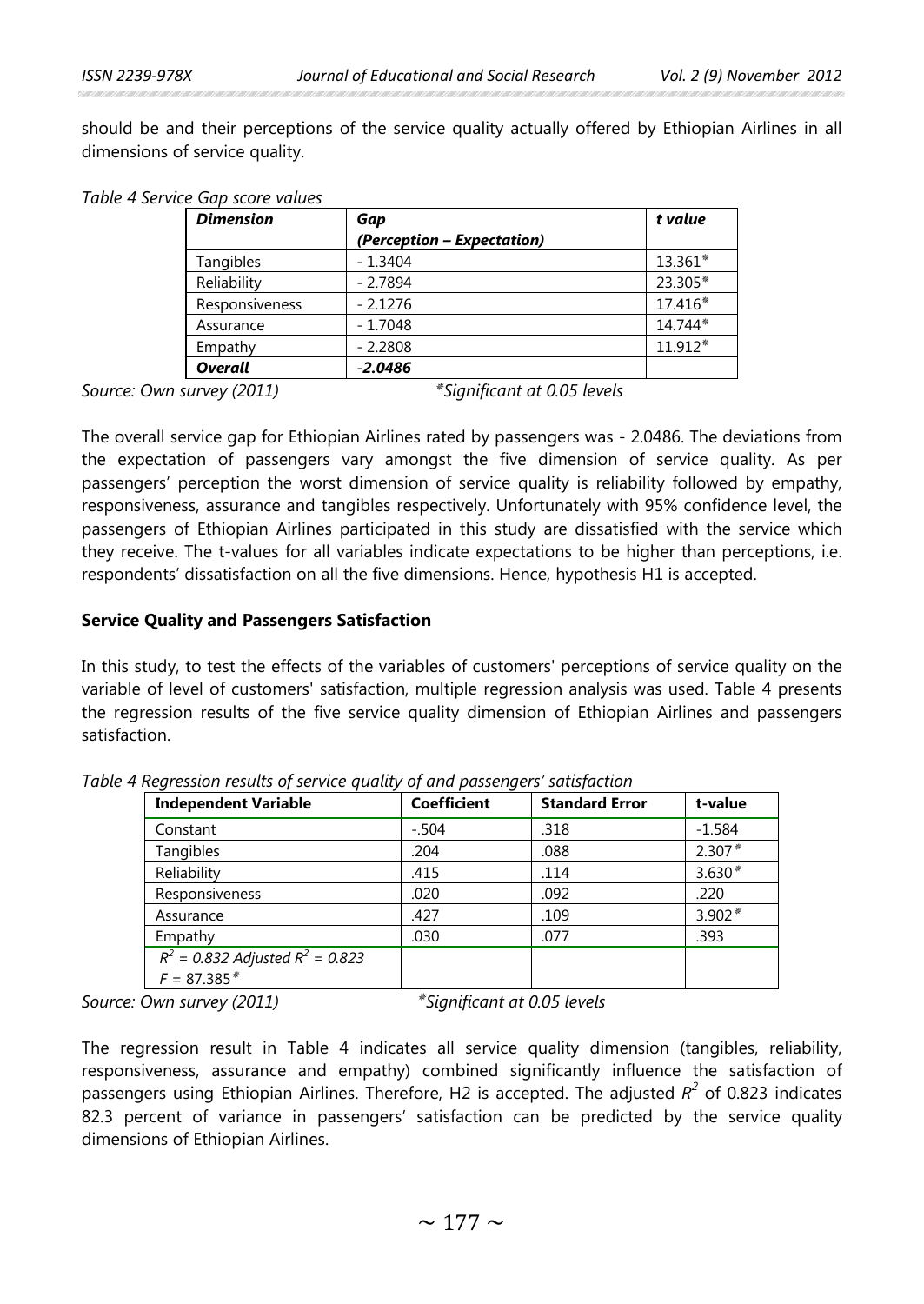should be and their perceptions of the service quality actually offered by Ethiopian Airlines in all dimensions of service quality.

*Table 4 Service Gap score values*

| *Dimension* | *Gap (Perception – Expectation)* | *t value* |
|---|---|---|
| Tangibles | - 1.3404 | 13.361* |
| Reliability | - 2.7894 | 23.305* |
| Responsiveness | - 2.1276 | 17.416* |
| Assurance | - 1.7048 | 14.744* |
| Empathy | - 2.2808 | 11.912* |
| ***Overall*** | ***-2.0486*** | |

*Source: Own survey (2011)* *\*Significant at 0.05 levels*

The overall service gap for Ethiopian Airlines rated by passengers was - 2.0486. The deviations from the expectation of passengers vary amongst the five dimension of service quality. As per passengers' perception the worst dimension of service quality is reliability followed by empathy, responsiveness, assurance and tangibles respectively. Unfortunately with 95% confidence level, the passengers of Ethiopian Airlines participated in this study are dissatisfied with the service which they receive. The t-values for all variables indicate expectations to be higher than perceptions, i.e. respondents' dissatisfaction on all the five dimensions. Hence, hypothesis H1 is accepted.

### Service Quality and Passengers Satisfaction

In this study, to test the effects of the variables of customers' perceptions of service quality on the variable of level of customers' satisfaction, multiple regression analysis was used. Table 4 presents the regression results of the five service quality dimension of Ethiopian Airlines and passengers satisfaction.

*Table 4 Regression results of service quality of and passengers' satisfaction*

| **Independent Variable** | **Coefficient** | **Standard Error** | **t-value** |
|---|---|---|---|
| Constant | -.504 | .318 | -1.584 |
| Tangibles | .204 | .088 | 2.307* |
| Reliability | .415 | .114 | 3.630* |
| Responsiveness | .020 | .092 | .220 |
| Assurance | .427 | .109 | 3.902* |
| Empathy | .030 | .077 | .393 |
| *$R^2$ = 0.832 Adjusted $R^2$ = 0.823* *F = 87.385** | | | |

*Source: Own survey (2011)* *\*Significant at 0.05 levels*

The regression result in Table 4 indicates all service quality dimension (tangibles, reliability, responsiveness, assurance and empathy) combined significantly influence the satisfaction of passengers using Ethiopian Airlines. Therefore, H2 is accepted. The adjusted $R^2$ of 0.823 indicates 82.3 percent of variance in passengers' satisfaction can be predicted by the service quality dimensions of Ethiopian Airlines.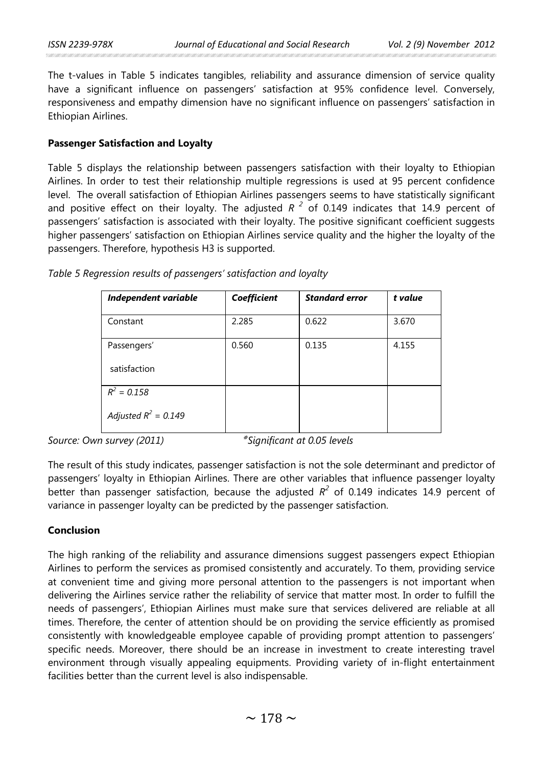The t-values in Table 5 indicates tangibles, reliability and assurance dimension of service quality have a significant influence on passengers' satisfaction at 95% confidence level. Conversely, responsiveness and empathy dimension have no significant influence on passengers' satisfaction in Ethiopian Airlines.

**Passenger Satisfaction and Loyalty**

Table 5 displays the relationship between passengers satisfaction with their loyalty to Ethiopian Airlines. In order to test their relationship multiple regressions is used at 95 percent confidence level. The overall satisfaction of Ethiopian Airlines passengers seems to have statistically significant and positive effect on their loyalty. The adjusted $R^2$ of 0.149 indicates that 14.9 percent of passengers' satisfaction is associated with their loyalty. The positive significant coefficient suggests higher passengers' satisfaction on Ethiopian Airlines service quality and the higher the loyalty of the passengers. Therefore, hypothesis H3 is supported.

*Table 5 Regression results of passengers' satisfaction and loyalty*

| *Independent variable* | *Coefficient* | *Standard error* | *t value* |
|---|---|---|---|
| Constant | 2.285 | 0.622 | 3.670 |
| Passengers' satisfaction | 0.560 | 0.135 | 4.155 |
| *$R^2$ = 0.158* <br> *Adjusted $R^2$ = 0.149* | | | |

*Source: Own survey (2011)* *\*Significant at 0.05 levels*

The result of this study indicates, passenger satisfaction is not the sole determinant and predictor of passengers' loyalty in Ethiopian Airlines. There are other variables that influence passenger loyalty better than passenger satisfaction, because the adjusted $R^2$ of 0.149 indicates 14.9 percent of variance in passenger loyalty can be predicted by the passenger satisfaction.

**Conclusion**

The high ranking of the reliability and assurance dimensions suggest passengers expect Ethiopian Airlines to perform the services as promised consistently and accurately. To them, providing service at convenient time and giving more personal attention to the passengers is not important when delivering the Airlines service rather the reliability of service that matter most. In order to fulfill the needs of passengers', Ethiopian Airlines must make sure that services delivered are reliable at all times. Therefore, the center of attention should be on providing the service efficiently as promised consistently with knowledgeable employee capable of providing prompt attention to passengers' specific needs. Moreover, there should be an increase in investment to create interesting travel environment through visually appealing equipments. Providing variety of in-flight entertainment facilities better than the current level is also indispensable.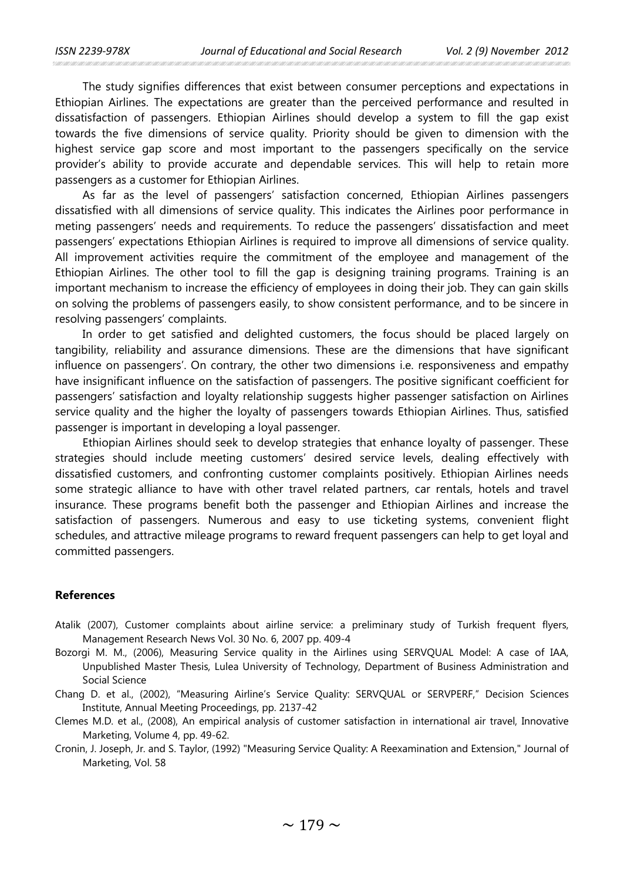The study signifies differences that exist between consumer perceptions and expectations in Ethiopian Airlines. The expectations are greater than the perceived performance and resulted in dissatisfaction of passengers. Ethiopian Airlines should develop a system to fill the gap exist towards the five dimensions of service quality. Priority should be given to dimension with the highest service gap score and most important to the passengers specifically on the service provider's ability to provide accurate and dependable services. This will help to retain more passengers as a customer for Ethiopian Airlines.

As far as the level of passengers' satisfaction concerned, Ethiopian Airlines passengers dissatisfied with all dimensions of service quality. This indicates the Airlines poor performance in meting passengers' needs and requirements. To reduce the passengers' dissatisfaction and meet passengers' expectations Ethiopian Airlines is required to improve all dimensions of service quality. All improvement activities require the commitment of the employee and management of the Ethiopian Airlines. The other tool to fill the gap is designing training programs. Training is an important mechanism to increase the efficiency of employees in doing their job. They can gain skills on solving the problems of passengers easily, to show consistent performance, and to be sincere in resolving passengers' complaints.

In order to get satisfied and delighted customers, the focus should be placed largely on tangibility, reliability and assurance dimensions. These are the dimensions that have significant influence on passengers'. On contrary, the other two dimensions i.e. responsiveness and empathy have insignificant influence on the satisfaction of passengers. The positive significant coefficient for passengers' satisfaction and loyalty relationship suggests higher passenger satisfaction on Airlines service quality and the higher the loyalty of passengers towards Ethiopian Airlines. Thus, satisfied passenger is important in developing a loyal passenger.

Ethiopian Airlines should seek to develop strategies that enhance loyalty of passenger. These strategies should include meeting customers' desired service levels, dealing effectively with dissatisfied customers, and confronting customer complaints positively. Ethiopian Airlines needs some strategic alliance to have with other travel related partners, car rentals, hotels and travel insurance. These programs benefit both the passenger and Ethiopian Airlines and increase the satisfaction of passengers. Numerous and easy to use ticketing systems, convenient flight schedules, and attractive mileage programs to reward frequent passengers can help to get loyal and committed passengers.

**References**

Atalik (2007), Customer complaints about airline service: a preliminary study of Turkish frequent flyers, Management Research News Vol. 30 No. 6, 2007 pp. 409-4

Bozorgi M. M., (2006), Measuring Service quality in the Airlines using SERVQUAL Model: A case of IAA, Unpublished Master Thesis, Lulea University of Technology, Department of Business Administration and Social Science

Chang D. et al., (2002), "Measuring Airline's Service Quality: SERVQUAL or SERVPERF," Decision Sciences Institute, Annual Meeting Proceedings, pp. 2137-42

Clemes M.D. et al., (2008), An empirical analysis of customer satisfaction in international air travel, Innovative Marketing, Volume 4, pp. 49-62.

Cronin, J. Joseph, Jr. and S. Taylor, (1992) "Measuring Service Quality: A Reexamination and Extension," Journal of Marketing, Vol. 58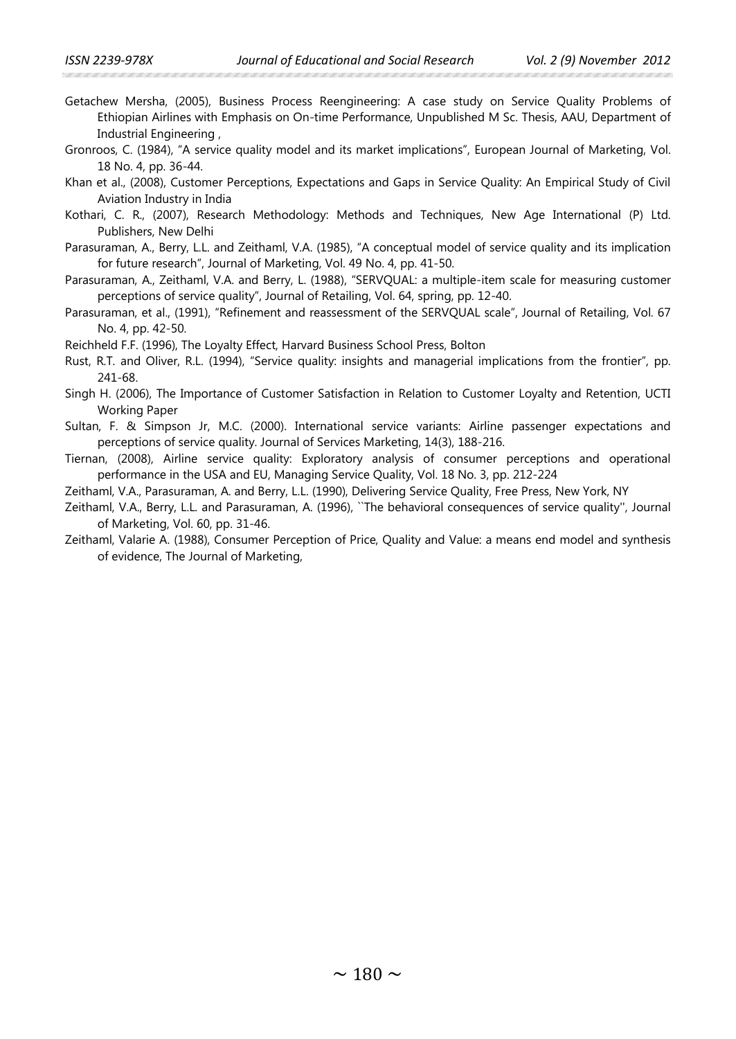Getachew Mersha, (2005), Business Process Reengineering: A case study on Service Quality Problems of Ethiopian Airlines with Emphasis on On-time Performance, Unpublished M Sc. Thesis, AAU, Department of Industrial Engineering ,

Gronroos, C. (1984), "A service quality model and its market implications", European Journal of Marketing, Vol. 18 No. 4, pp. 36-44.

Khan et al., (2008), Customer Perceptions, Expectations and Gaps in Service Quality: An Empirical Study of Civil Aviation Industry in India

Kothari, C. R., (2007), Research Methodology: Methods and Techniques, New Age International (P) Ltd. Publishers, New Delhi

Parasuraman, A., Berry, L.L. and Zeithaml, V.A. (1985), "A conceptual model of service quality and its implication for future research", Journal of Marketing, Vol. 49 No. 4, pp. 41-50.

Parasuraman, A., Zeithaml, V.A. and Berry, L. (1988), "SERVQUAL: a multiple-item scale for measuring customer perceptions of service quality", Journal of Retailing, Vol. 64, spring, pp. 12-40.

Parasuraman, et al., (1991), "Refinement and reassessment of the SERVQUAL scale", Journal of Retailing, Vol. 67 No. 4, pp. 42-50.

Reichheld F.F. (1996), The Loyalty Effect, Harvard Business School Press, Bolton

Rust, R.T. and Oliver, R.L. (1994), "Service quality: insights and managerial implications from the frontier", pp. 241-68.

Singh H. (2006), The Importance of Customer Satisfaction in Relation to Customer Loyalty and Retention, UCTI Working Paper

Sultan, F. & Simpson Jr, M.C. (2000). International service variants: Airline passenger expectations and perceptions of service quality. Journal of Services Marketing, 14(3), 188-216.

Tiernan, (2008), Airline service quality: Exploratory analysis of consumer perceptions and operational performance in the USA and EU, Managing Service Quality, Vol. 18 No. 3, pp. 212-224

Zeithaml, V.A., Parasuraman, A. and Berry, L.L. (1990), Delivering Service Quality, Free Press, New York, NY

Zeithaml, V.A., Berry, L.L. and Parasuraman, A. (1996), ``The behavioral consequences of service quality'', Journal of Marketing, Vol. 60, pp. 31-46.

Zeithaml, Valarie A. (1988), Consumer Perception of Price, Quality and Value: a means end model and synthesis of evidence, The Journal of Marketing,